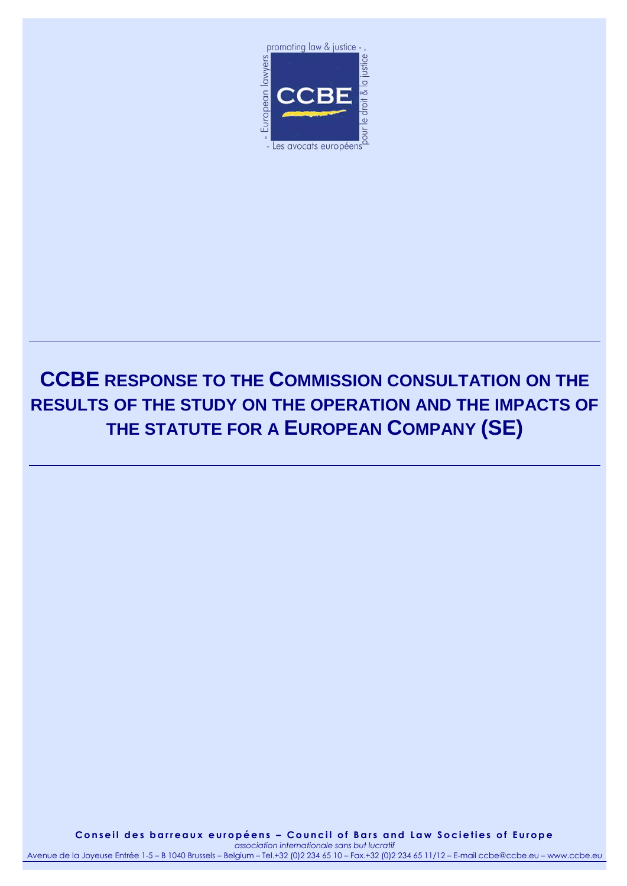promoting law & justice - Les avocats européens - European lawyers - pour le droit & la justice

# CCBE RESPONSE TO THE COMMISSION CONSULTATION ON THE RESULTS OF THE STUDY ON THE OPERATION AND THE IMPACTS OF THE STATUTE FOR A EUROPEAN COMPANY (SE)

**Conseil des barreaux européens – Council of Bars and Law Societies of Europe**

*association internationale sans but lucratif*

Avenue de la Joyeuse Entrée 1-5 – B 1040 Brussels – Belgium – Tel.+32 (0)2 234 65 10 – Fax.+32 (0)2 234 65 11/12 – E-mail ccbe@ccbe.eu – www.ccbe.eu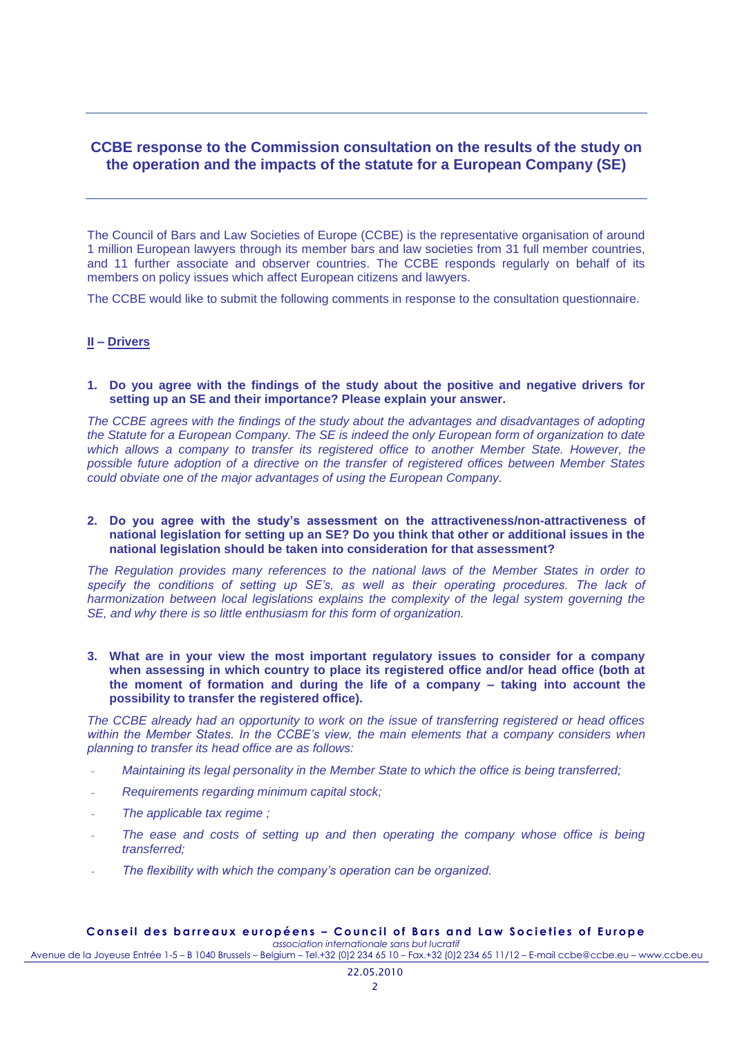## CCBE response to the Commission consultation on the results of the study on the operation and the impacts of the statute for a European Company (SE)

The Council of Bars and Law Societies of Europe (CCBE) is the representative organisation of around 1 million European lawyers through its member bars and law societies from 31 full member countries, and 11 further associate and observer countries. The CCBE responds regularly on behalf of its members on policy issues which affect European citizens and lawyers.

The CCBE would like to submit the following comments in response to the consultation questionnaire.

### II – Drivers

**1. Do you agree with the findings of the study about the positive and negative drivers for setting up an SE and their importance? Please explain your answer.**

*The CCBE agrees with the findings of the study about the advantages and disadvantages of adopting the Statute for a European Company. The SE is indeed the only European form of organization to date which allows a company to transfer its registered office to another Member State. However, the possible future adoption of a directive on the transfer of registered offices between Member States could obviate one of the major advantages of using the European Company.*

**2. Do you agree with the study's assessment on the attractiveness/non-attractiveness of national legislation for setting up an SE? Do you think that other or additional issues in the national legislation should be taken into consideration for that assessment?**

*The Regulation provides many references to the national laws of the Member States in order to specify the conditions of setting up SE's, as well as their operating procedures. The lack of harmonization between local legislations explains the complexity of the legal system governing the SE, and why there is so little enthusiasm for this form of organization.*

**3. What are in your view the most important regulatory issues to consider for a company when assessing in which country to place its registered office and/or head office (both at the moment of formation and during the life of a company – taking into account the possibility to transfer the registered office).**

*The CCBE already had an opportunity to work on the issue of transferring registered or head offices within the Member States. In the CCBE's view, the main elements that a company considers when planning to transfer its head office are as follows:*

- *Maintaining its legal personality in the Member State to which the office is being transferred;*
- *Requirements regarding minimum capital stock;*
- *The applicable tax regime ;*
- *The ease and costs of setting up and then operating the company whose office is being transferred;*
- *The flexibility with which the company's operation can be organized.*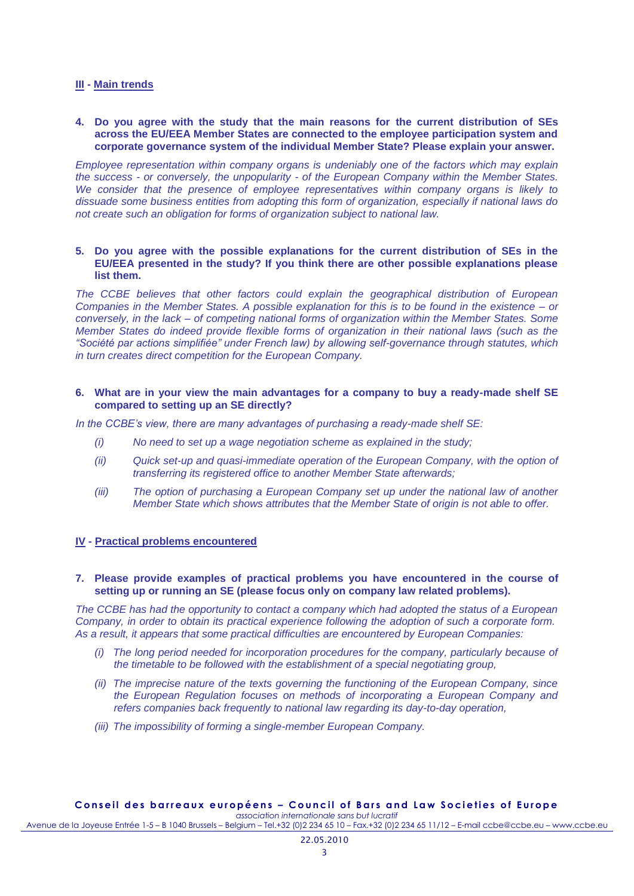## III - Main trends

**4. Do you agree with the study that the main reasons for the current distribution of SEs across the EU/EEA Member States are connected to the employee participation system and corporate governance system of the individual Member State? Please explain your answer.**

*Employee representation within company organs is undeniably one of the factors which may explain the success - or conversely, the unpopularity - of the European Company within the Member States. We consider that the presence of employee representatives within company organs is likely to dissuade some business entities from adopting this form of organization, especially if national laws do not create such an obligation for forms of organization subject to national law.*

**5. Do you agree with the possible explanations for the current distribution of SEs in the EU/EEA presented in the study? If you think there are other possible explanations please list them.**

*The CCBE believes that other factors could explain the geographical distribution of European Companies in the Member States. A possible explanation for this is to be found in the existence – or conversely, in the lack – of competing national forms of organization within the Member States. Some Member States do indeed provide flexible forms of organization in their national laws (such as the "Société par actions simplifiée" under French law) by allowing self-governance through statutes, which in turn creates direct competition for the European Company.*

**6. What are in your view the main advantages for a company to buy a ready-made shelf SE compared to setting up an SE directly?**

*In the CCBE's view, there are many advantages of purchasing a ready-made shelf SE:*

- *(i) No need to set up a wage negotiation scheme as explained in the study;*
- *(ii) Quick set-up and quasi-immediate operation of the European Company, with the option of transferring its registered office to another Member State afterwards;*
- *(iii) The option of purchasing a European Company set up under the national law of another Member State which shows attributes that the Member State of origin is not able to offer.*

## IV - Practical problems encountered

**7. Please provide examples of practical problems you have encountered in the course of setting up or running an SE (please focus only on company law related problems).**

*The CCBE has had the opportunity to contact a company which had adopted the status of a European Company, in order to obtain its practical experience following the adoption of such a corporate form. As a result, it appears that some practical difficulties are encountered by European Companies:*

- *(i) The long period needed for incorporation procedures for the company, particularly because of the timetable to be followed with the establishment of a special negotiating group,*
- *(ii) The imprecise nature of the texts governing the functioning of the European Company, since the European Regulation focuses on methods of incorporating a European Company and refers companies back frequently to national law regarding its day-to-day operation,*
- *(iii) The impossibility of forming a single-member European Company.*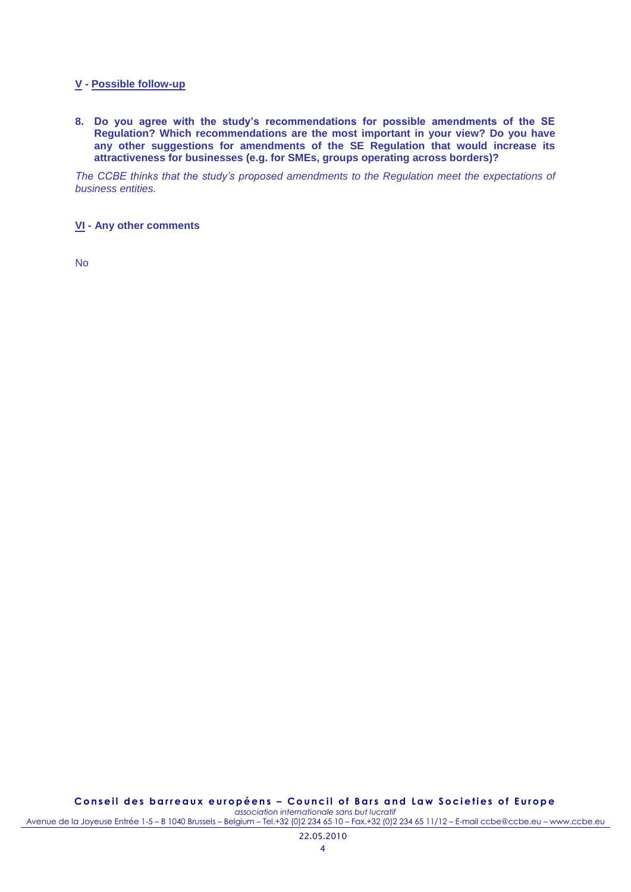## V - Possible follow-up

**8. Do you agree with the study's recommendations for possible amendments of the SE Regulation? Which recommendations are the most important in your view? Do you have any other suggestions for amendments of the SE Regulation that would increase its attractiveness for businesses (e.g. for SMEs, groups operating across borders)?**

*The CCBE thinks that the study's proposed amendments to the Regulation meet the expectations of business entities.*

## VI - Any other comments

No